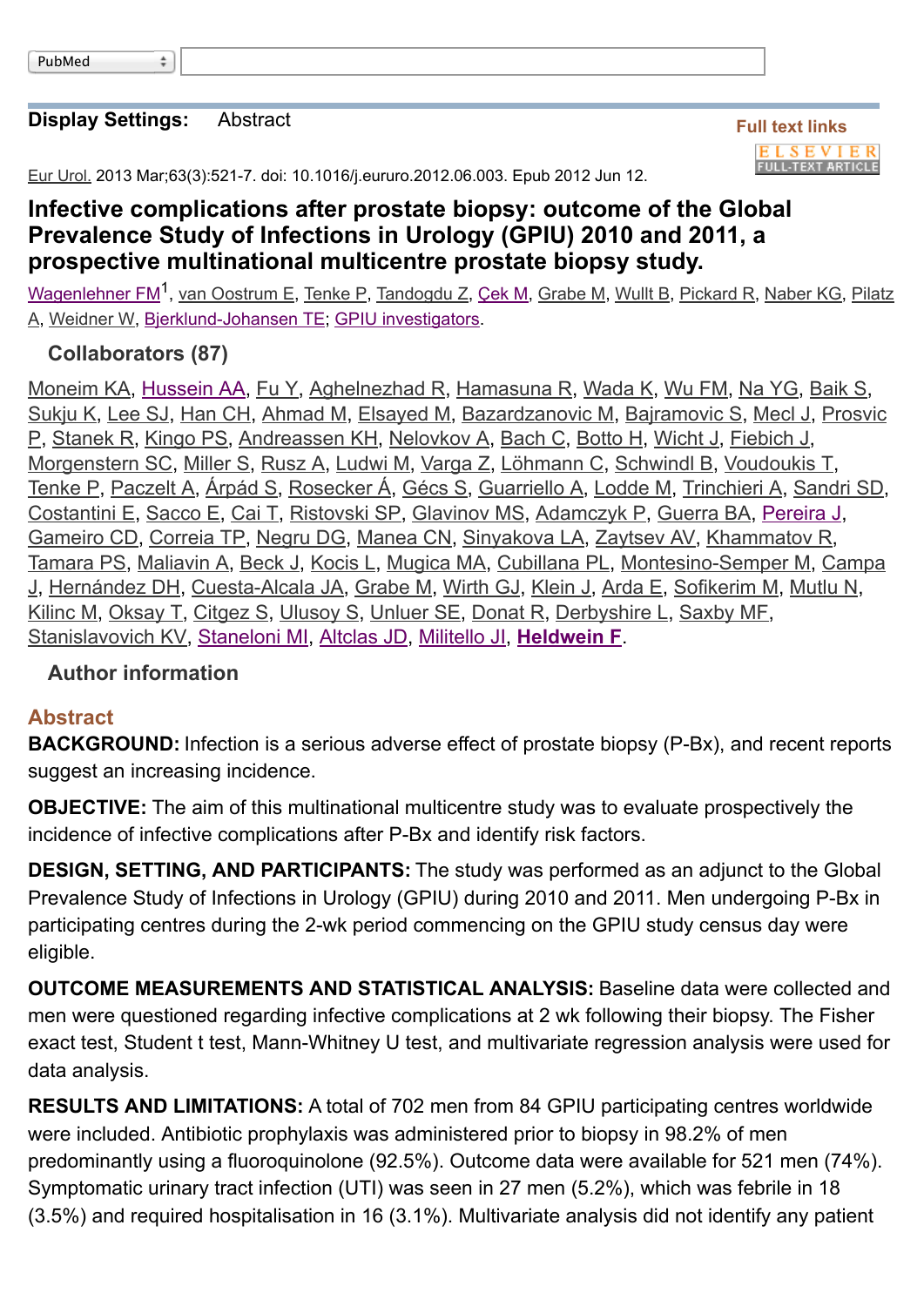PubMed

**Display Settings:** Abstract

Full text links

ELSEVIER FULL-TEXT ARTICLE

Eur Urol. 2013 Mar;63(3):521-7. doi: 10.1016/j.eururo.2012.06.003. Epub 2012 Jun 12.

# Infective complications after prostate biopsy: outcome of the Global Prevalence Study of Infections in Urology (GPIU) 2010 and 2011, a prospective multinational multicentre prostate biopsy study.

Wagenlehner FM[1], van Oostrum E, Tenke P, Tandogdu Z, Çek M, Grabe M, Wullt B, Pickard R, Naber KG, Pilatz A, Weidner W, Bjerklund-Johansen TE; GPIU investigators.

## Collaborators (87)

Moneim KA, Hussein AA, Fu Y, Aghelnezhad R, Hamasuna R, Wada K, Wu FM, Na YG, Baik S, Sukju K, Lee SJ, Han CH, Ahmad M, Elsayed M, Bazardzanovic M, Bajramovic S, Mecl J, Prosvic P, Stanek R, Kingo PS, Andreassen KH, Nelovkov A, Bach C, Botto H, Wicht J, Fiebich J, Morgenstern SC, Miller S, Rusz A, Ludwi M, Varga Z, Löhmann C, Schwindl B, Voudoukis T, Tenke P, Paczelt A, Árpád S, Rosecker Á, Gécs S, Guarriello A, Lodde M, Trinchieri A, Sandri SD, Costantini E, Sacco E, Cai T, Ristovski SP, Glavinov MS, Adamczyk P, Guerra BA, Pereira J, Gameiro CD, Correia TP, Negru DG, Manea CN, Sinyakova LA, Zaytsev AV, Khammatov R, Tamara PS, Maliavin A, Beck J, Kocis L, Mugica MA, Cubillana PL, Montesino-Semper M, Campa J, Hernández DH, Cuesta-Alcala JA, Grabe M, Wirth GJ, Klein J, Arda E, Sofikerim M, Mutlu N, Kilinc M, Oksay T, Citgez S, Ulusoy S, Unluer SE, Donat R, Derbyshire L, Saxby MF, Stanislavovich KV, Staneloni MI, Altclas JD, Militello JI, **Heldwein F**.

## Author information

## Abstract

**BACKGROUND:** Infection is a serious adverse effect of prostate biopsy (P-Bx), and recent reports suggest an increasing incidence.

**OBJECTIVE:** The aim of this multinational multicentre study was to evaluate prospectively the incidence of infective complications after P-Bx and identify risk factors.

**DESIGN, SETTING, AND PARTICIPANTS:** The study was performed as an adjunct to the Global Prevalence Study of Infections in Urology (GPIU) during 2010 and 2011. Men undergoing P-Bx in participating centres during the 2-wk period commencing on the GPIU study census day were eligible.

**OUTCOME MEASUREMENTS AND STATISTICAL ANALYSIS:** Baseline data were collected and men were questioned regarding infective complications at 2 wk following their biopsy. The Fisher exact test, Student t test, Mann-Whitney U test, and multivariate regression analysis were used for data analysis.

**RESULTS AND LIMITATIONS:** A total of 702 men from 84 GPIU participating centres worldwide were included. Antibiotic prophylaxis was administered prior to biopsy in 98.2% of men predominantly using a fluoroquinolone (92.5%). Outcome data were available for 521 men (74%). Symptomatic urinary tract infection (UTI) was seen in 27 men (5.2%), which was febrile in 18 (3.5%) and required hospitalisation in 16 (3.1%). Multivariate analysis did not identify any patient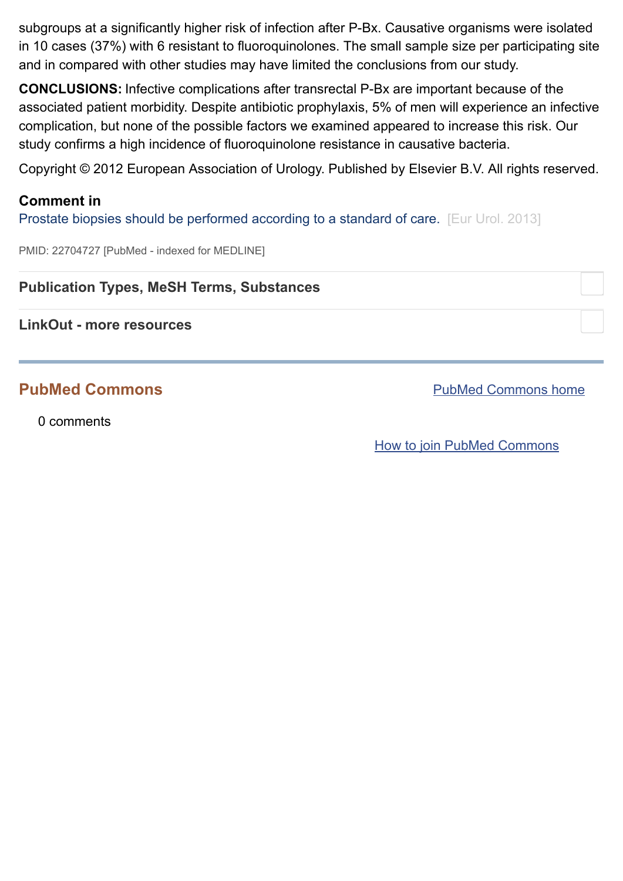subgroups at a significantly higher risk of infection after P-Bx. Causative organisms were isolated in 10 cases (37%) with 6 resistant to fluoroquinolones. The small sample size per participating site and in compared with other studies may have limited the conclusions from our study.

**CONCLUSIONS:** Infective complications after transrectal P-Bx are important because of the associated patient morbidity. Despite antibiotic prophylaxis, 5% of men will experience an infective complication, but none of the possible factors we examined appeared to increase this risk. Our study confirms a high incidence of fluoroquinolone resistance in causative bacteria.

Copyright © 2012 European Association of Urology. Published by Elsevier B.V. All rights reserved.

### Comment in

Prostate biopsies should be performed according to a standard of care. [Eur Urol. 2013]

PMID: 22704727 [PubMed - indexed for MEDLINE]

### Publication Types, MeSH Terms, Substances

### LinkOut - more resources

## PubMed Commons

PubMed Commons home

0 comments

How to join PubMed Commons